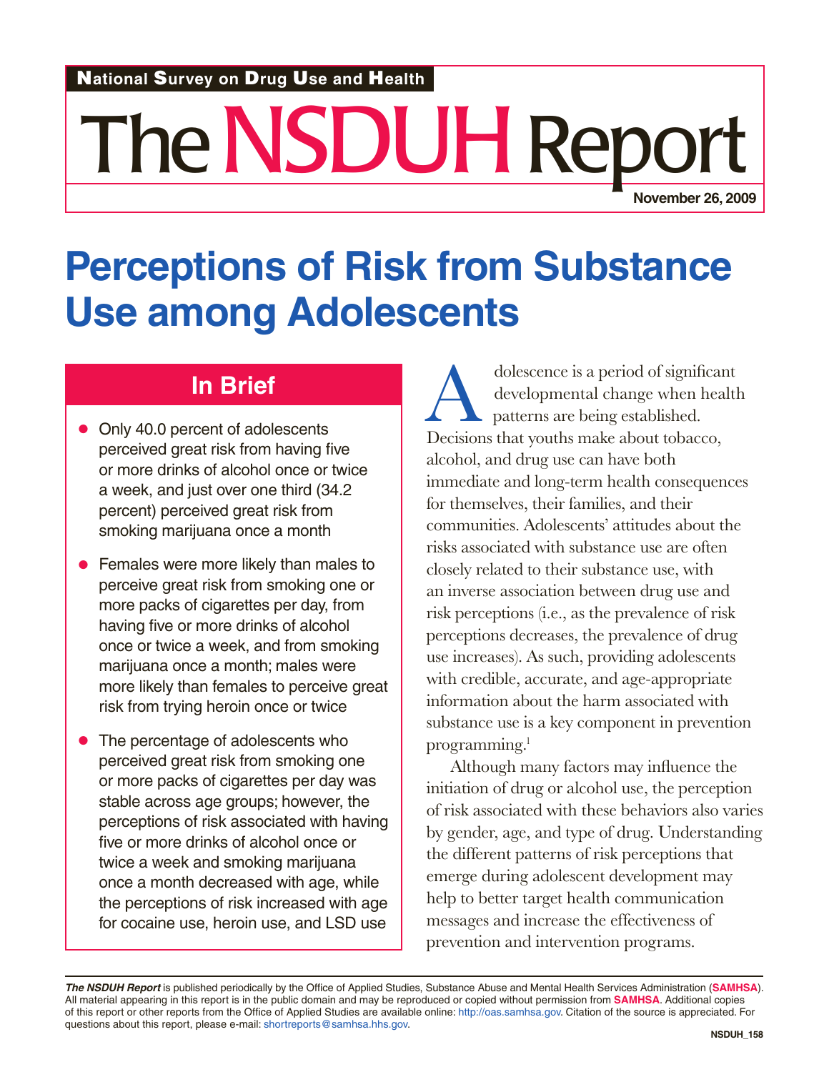National Survey on Drug Use and Health

# The NSDUH Report

**November 26, 2009**

# Perceptions of Risk from Substance Use among Adolescents

## In Brief

- Only 40.0 percent of adolescents perceived great risk from having five or more drinks of alcohol once or twice a week, and just over one third (34.2 percent) perceived great risk from smoking marijuana once a month
- Females were more likely than males to perceive great risk from smoking one or more packs of cigarettes per day, from having five or more drinks of alcohol once or twice a week, and from smoking marijuana once a month; males were more likely than females to perceive great risk from trying heroin once or twice
- The percentage of adolescents who perceived great risk from smoking one or more packs of cigarettes per day was stable across age groups; however, the perceptions of risk associated with having five or more drinks of alcohol once or twice a week and smoking marijuana once a month decreased with age, while the perceptions of risk increased with age for cocaine use, heroin use, and LSD use

Adolescence is a period of significant developmental change when health patterns are being established. Decisions that youths make about tobacco, alcohol, and drug use can have both immediate and long-term health consequences for themselves, their families, and their communities. Adolescents' attitudes about the risks associated with substance use are often closely related to their substance use, with an inverse association between drug use and risk perceptions (i.e., as the prevalence of risk perceptions decreases, the prevalence of drug use increases). As such, providing adolescents with credible, accurate, and age-appropriate information about the harm associated with substance use is a key component in prevention programming.[1]

Although many factors may influence the initiation of drug or alcohol use, the perception of risk associated with these behaviors also varies by gender, age, and type of drug. Understanding the different patterns of risk perceptions that emerge during adolescent development may help to better target health communication messages and increase the effectiveness of prevention and intervention programs.

*The NSDUH Report* is published periodically by the Office of Applied Studies, Substance Abuse and Mental Health Services Administration (SAMHSA). All material appearing in this report is in the public domain and may be reproduced or copied without permission from SAMHSA. Additional copies of this report or other reports from the Office of Applied Studies are available online: http://oas.samhsa.gov. Citation of the source is appreciated. For questions about this report, please e-mail: shortreports@samhsa.hhs.gov.

NSDUH_158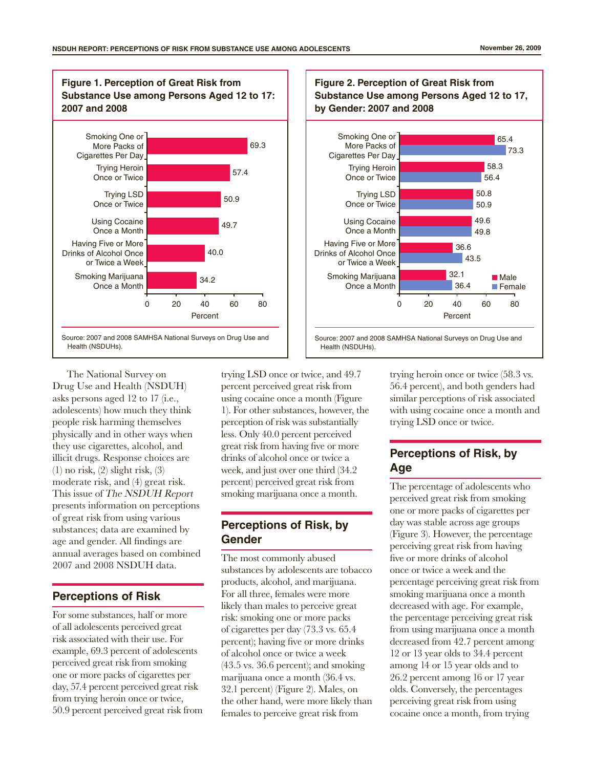**Figure 1. Perception of Great Risk from Substance Use among Persons Aged 12 to 17: 2007 and 2008**

| Substance Use | Percent |
|---|---|
| Smoking One or More Packs of Cigarettes Per Day | 69.3 |
| Trying Heroin Once or Twice | 57.4 |
| Trying LSD Once or Twice | 50.9 |
| Using Cocaine Once a Month | 49.7 |
| Having Five or More Drinks of Alcohol Once or Twice a Week | 40.0 |
| Smoking Marijuana Once a Month | 34.2 |

Source: 2007 and 2008 SAMHSA National Surveys on Drug Use and Health (NSDUHs).

**Figure 2. Perception of Great Risk from Substance Use among Persons Aged 12 to 17, by Gender: 2007 and 2008**

| Substance Use | Male | Female |
|---|---|---|
| Smoking One or More Packs of Cigarettes Per Day | 65.4 | 73.3 |
| Trying Heroin Once or Twice | 58.3 | 56.4 |
| Trying LSD Once or Twice | 50.8 | 50.9 |
| Using Cocaine Once a Month | 49.6 | 49.8 |
| Having Five or More Drinks of Alcohol Once or Twice a Week | 36.6 | 43.5 |
| Smoking Marijuana Once a Month | 32.1 | 36.4 |

Source: 2007 and 2008 SAMHSA National Surveys on Drug Use and Health (NSDUHs).

The National Survey on Drug Use and Health (NSDUH) asks persons aged 12 to 17 (i.e., adolescents) how much they think people risk harming themselves physically and in other ways when they use cigarettes, alcohol, and illicit drugs. Response choices are (1) no risk, (2) slight risk, (3) moderate risk, and (4) great risk. This issue of *The NSDUH Report* presents information on perceptions of great risk from using various substances; data are examined by age and gender. All findings are annual averages based on combined 2007 and 2008 NSDUH data.

## Perceptions of Risk

For some substances, half or more of all adolescents perceived great risk associated with their use. For example, 69.3 percent of adolescents perceived great risk from smoking one or more packs of cigarettes per day, 57.4 percent perceived great risk from trying heroin once or twice, 50.9 percent perceived great risk from trying LSD once or twice, and 49.7 percent perceived great risk from using cocaine once a month (Figure 1). For other substances, however, the perception of risk was substantially less. Only 40.0 percent perceived great risk from having five or more drinks of alcohol once or twice a week, and just over one third (34.2 percent) perceived great risk from smoking marijuana once a month.

## Perceptions of Risk, by Gender

The most commonly abused substances by adolescents are tobacco products, alcohol, and marijuana. For all three, females were more likely than males to perceive great risk: smoking one or more packs of cigarettes per day (73.3 vs. 65.4 percent); having five or more drinks of alcohol once or twice a week (43.5 vs. 36.6 percent); and smoking marijuana once a month (36.4 vs. 32.1 percent) (Figure 2). Males, on the other hand, were more likely than females to perceive great risk from trying heroin once or twice (58.3 vs. 56.4 percent), and both genders had similar perceptions of risk associated with using cocaine once a month and trying LSD once or twice.

## Perceptions of Risk, by Age

The percentage of adolescents who perceived great risk from smoking one or more packs of cigarettes per day was stable across age groups (Figure 3). However, the percentage perceiving great risk from having five or more drinks of alcohol once or twice a week and the percentage perceiving great risk from smoking marijuana once a month decreased with age. For example, the percentage perceiving great risk from using marijuana once a month decreased from 42.7 percent among 12 or 13 year olds to 34.4 percent among 14 or 15 year olds and to 26.2 percent among 16 or 17 year olds. Conversely, the percentages perceiving great risk from using cocaine once a month, from trying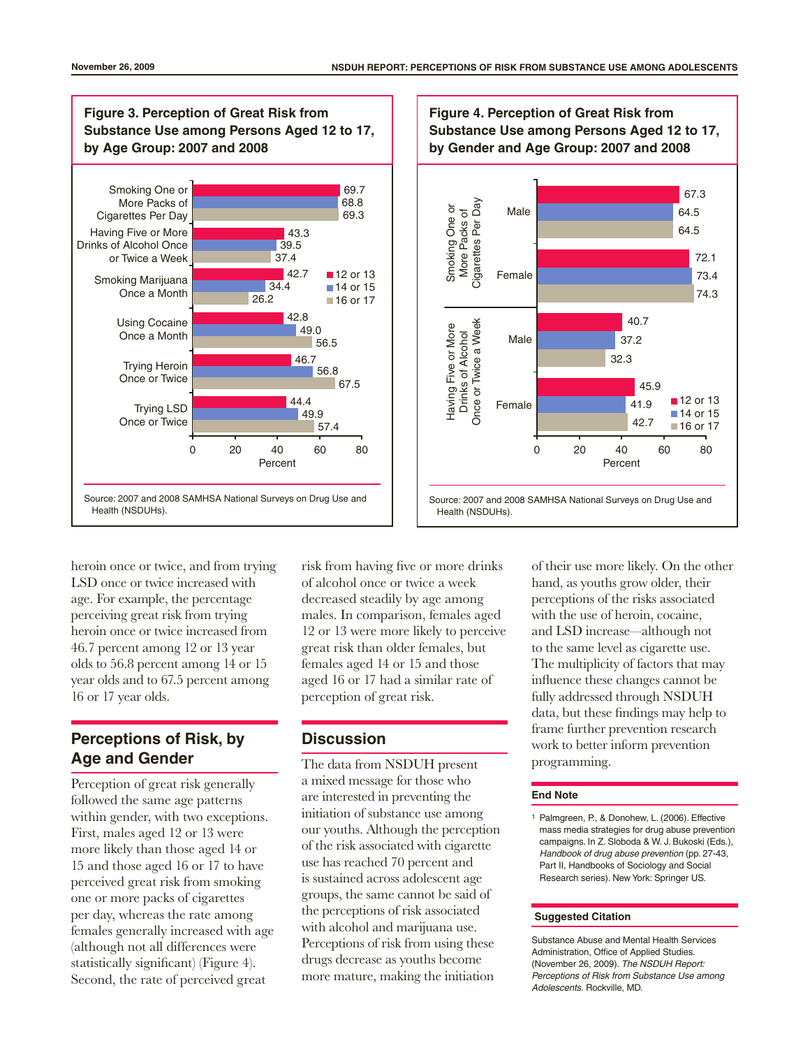**Figure 3. Perception of Great Risk from Substance Use among Persons Aged 12 to 17, by Age Group: 2007 and 2008**

| Substance Use | 12 or 13 | 14 or 15 | 16 or 17 |
|---|---|---|---|
| Smoking One or More Packs of Cigarettes Per Day | 69.7 | 68.8 | 69.3 |
| Having Five or More Drinks of Alcohol Once or Twice a Week | 43.3 | 39.5 | 37.4 |
| Smoking Marijuana Once a Month | 42.7 | 34.4 | 26.2 |
| Using Cocaine Once a Month | 42.8 | 49.0 | 56.5 |
| Trying Heroin Once or Twice | 46.7 | 56.8 | 67.5 |
| Trying LSD Once or Twice | 44.4 | 49.9 | 57.4 |

Percent

Source: 2007 and 2008 SAMHSA National Surveys on Drug Use and Health (NSDUHs).

**Figure 4. Perception of Great Risk from Substance Use among Persons Aged 12 to 17, by Gender and Age Group: 2007 and 2008**

| Substance Use | Gender | 12 or 13 | 14 or 15 | 16 or 17 |
|---|---|---|---|---|
| Smoking One or More Packs of Cigarettes Per Day | Male | 67.3 | 64.5 | 64.5 |
| | Female | 72.1 | 73.4 | 74.3 |
| Having Five or More Drinks of Alcohol Once or Twice a Week | Male | 40.7 | 37.2 | 32.3 |
| | Female | 45.9 | 41.9 | 42.7 |

Percent

Source: 2007 and 2008 SAMHSA National Surveys on Drug Use and Health (NSDUHs).

heroin once or twice, and from trying LSD once or twice increased with age. For example, the percentage perceiving great risk from trying heroin once or twice increased from 46.7 percent among 12 or 13 year olds to 56.8 percent among 14 or 15 year olds and to 67.5 percent among 16 or 17 year olds.

## Perceptions of Risk, by Age and Gender

Perception of great risk generally followed the same age patterns within gender, with two exceptions. First, males aged 12 or 13 were more likely than those aged 14 or 15 and those aged 16 or 17 to have perceived great risk from smoking one or more packs of cigarettes per day, whereas the rate among females generally increased with age (although not all differences were statistically significant) (Figure 4). Second, the rate of perceived great risk from having five or more drinks of alcohol once or twice a week decreased steadily by age among males. In comparison, females aged 12 or 13 were more likely to perceive great risk than older females, but females aged 14 or 15 and those aged 16 or 17 had a similar rate of perception of great risk.

## Discussion

The data from NSDUH present a mixed message for those who are interested in preventing the initiation of substance use among our youths. Although the perception of the risk associated with cigarette use has reached 70 percent and is sustained across adolescent age groups, the same cannot be said of the perceptions of risk associated with alcohol and marijuana use. Perceptions of risk from using these drugs decrease as youths become more mature, making the initiation of their use more likely. On the other hand, as youths grow older, their perceptions of the risks associated with the use of heroin, cocaine, and LSD increase—although not to the same level as cigarette use. The multiplicity of factors that may influence these changes cannot be fully addressed through NSDUH data, but these findings may help to frame further prevention research work to better inform prevention programming.

### End Note

1 Palmgreen, P., & Donohew, L. (2006). Effective mass media strategies for drug abuse prevention campaigns. In Z. Sloboda & W. J. Bukoski (Eds.), *Handbook of drug abuse prevention* (pp. 27-43, Part II, Handbooks of Sociology and Social Research series). New York: Springer US.

### Suggested Citation

Substance Abuse and Mental Health Services Administration, Office of Applied Studies. (November 26, 2009). *The NSDUH Report: Perceptions of Risk from Substance Use among Adolescents.* Rockville, MD.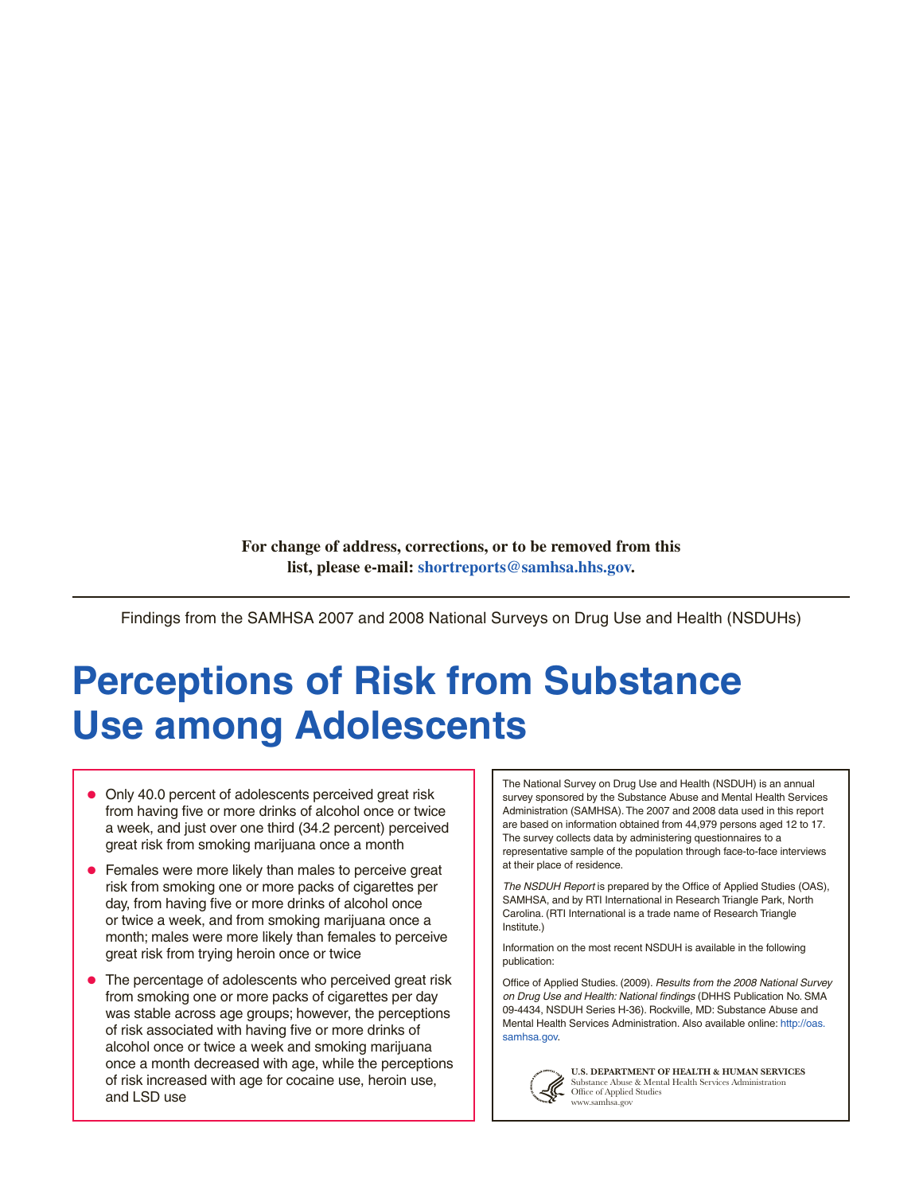**For change of address, corrections, or to be removed from this list, please e-mail: shortreports@samhsa.hhs.gov.**

Findings from the SAMHSA 2007 and 2008 National Surveys on Drug Use and Health (NSDUHs)

# Perceptions of Risk from Substance Use among Adolescents

- Only 40.0 percent of adolescents perceived great risk from having five or more drinks of alcohol once or twice a week, and just over one third (34.2 percent) perceived great risk from smoking marijuana once a month
- Females were more likely than males to perceive great risk from smoking one or more packs of cigarettes per day, from having five or more drinks of alcohol once or twice a week, and from smoking marijuana once a month; males were more likely than females to perceive great risk from trying heroin once or twice
- The percentage of adolescents who perceived great risk from smoking one or more packs of cigarettes per day was stable across age groups; however, the perceptions of risk associated with having five or more drinks of alcohol once or twice a week and smoking marijuana once a month decreased with age, while the perceptions of risk increased with age for cocaine use, heroin use, and LSD use

The National Survey on Drug Use and Health (NSDUH) is an annual survey sponsored by the Substance Abuse and Mental Health Services Administration (SAMHSA). The 2007 and 2008 data used in this report are based on information obtained from 44,979 persons aged 12 to 17. The survey collects data by administering questionnaires to a representative sample of the population through face-to-face interviews at their place of residence.

*The NSDUH Report* is prepared by the Office of Applied Studies (OAS), SAMHSA, and by RTI International in Research Triangle Park, North Carolina. (RTI International is a trade name of Research Triangle Institute.)

Information on the most recent NSDUH is available in the following publication:

Office of Applied Studies. (2009). *Results from the 2008 National Survey on Drug Use and Health: National findings* (DHHS Publication No. SMA 09-4434, NSDUH Series H-36). Rockville, MD: Substance Abuse and Mental Health Services Administration. Also available online: http://oas.samhsa.gov.

U.S. DEPARTMENT OF HEALTH & HUMAN SERVICES
Substance Abuse & Mental Health Services Administration
Office of Applied Studies
www.samhsa.gov